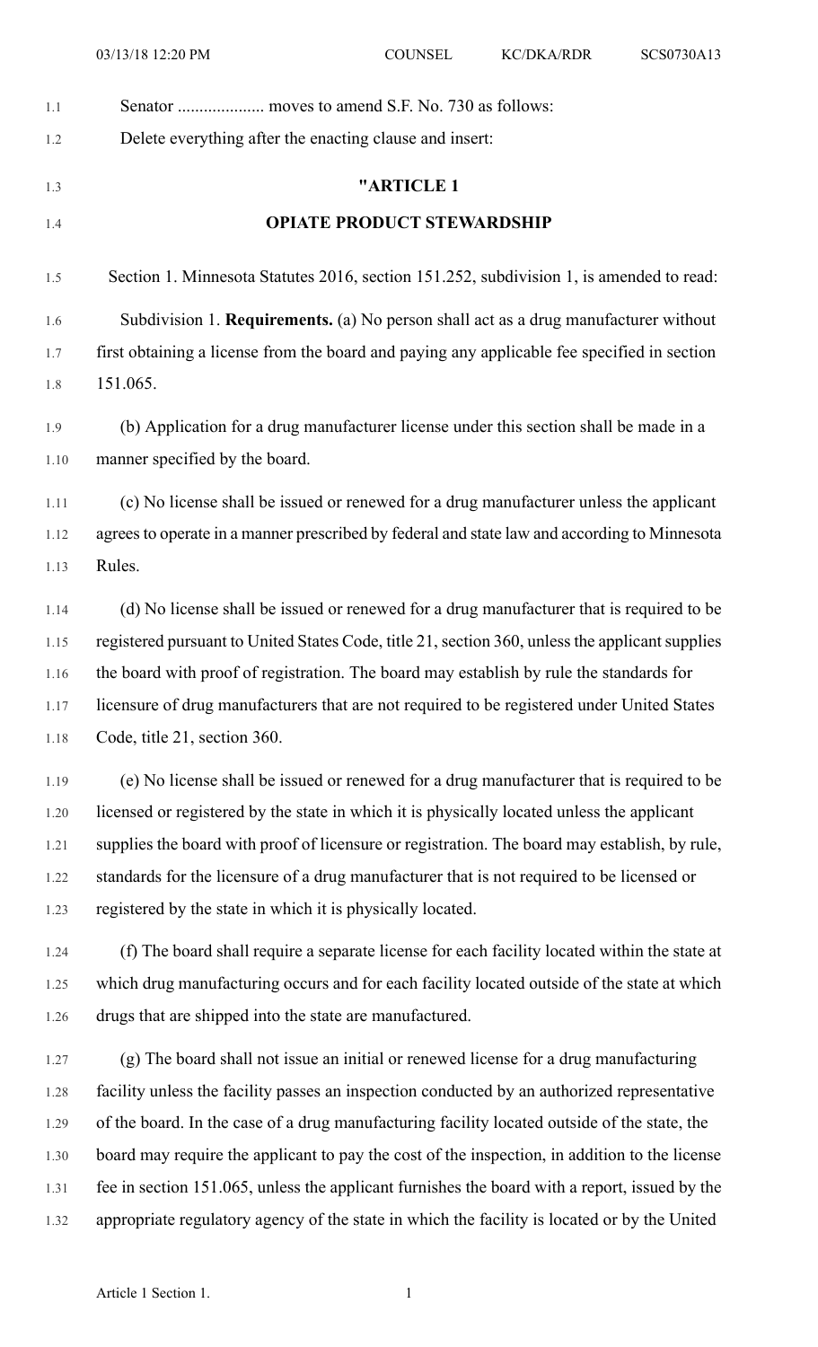Senator .................... moves to amend S.F. No. 730 as follows:

Delete everything after the enacting clause and insert:

## "ARTICLE 1

## OPIATE PRODUCT STEWARDSHIP

Section 1. Minnesota Statutes 2016, section 151.252, subdivision 1, is amended to read:

Subdivision 1. **Requirements.** (a) No person shall act as a drug manufacturer without first obtaining a license from the board and paying any applicable fee specified in section 151.065.

(b) Application for a drug manufacturer license under this section shall be made in a manner specified by the board.

(c) No license shall be issued or renewed for a drug manufacturer unless the applicant agrees to operate in a manner prescribed by federal and state law and according to Minnesota Rules.

(d) No license shall be issued or renewed for a drug manufacturer that is required to be registered pursuant to United States Code, title 21, section 360, unless the applicant supplies the board with proof of registration. The board may establish by rule the standards for licensure of drug manufacturers that are not required to be registered under United States Code, title 21, section 360.

(e) No license shall be issued or renewed for a drug manufacturer that is required to be licensed or registered by the state in which it is physically located unless the applicant supplies the board with proof of licensure or registration. The board may establish, by rule, standards for the licensure of a drug manufacturer that is not required to be licensed or registered by the state in which it is physically located.

(f) The board shall require a separate license for each facility located within the state at which drug manufacturing occurs and for each facility located outside of the state at which drugs that are shipped into the state are manufactured.

(g) The board shall not issue an initial or renewed license for a drug manufacturing facility unless the facility passes an inspection conducted by an authorized representative of the board. In the case of a drug manufacturing facility located outside of the state, the board may require the applicant to pay the cost of the inspection, in addition to the license fee in section 151.065, unless the applicant furnishes the board with a report, issued by the appropriate regulatory agency of the state in which the facility is located or by the United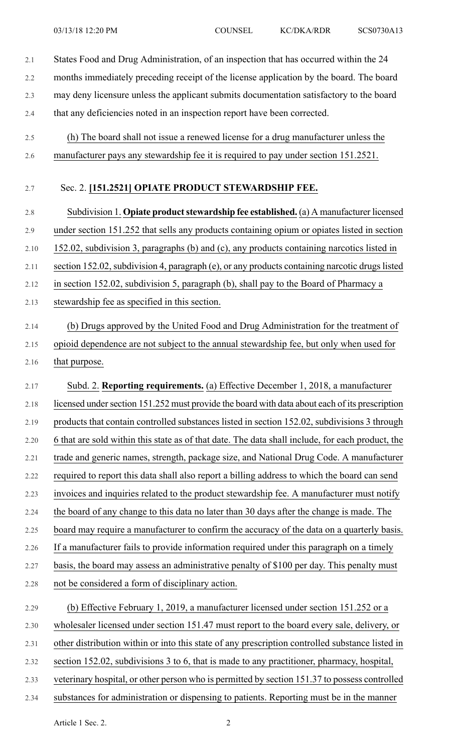States Food and Drug Administration, of an inspection that has occurred within the 24 months immediately preceding receipt of the license application by the board. The board may deny licensure unless the applicant submits documentation satisfactory to the board that any deficiencies noted in an inspection report have been corrected.

(h) The board shall not issue a renewed license for a drug manufacturer unless the manufacturer pays any stewardship fee it is required to pay under section 151.2521.

Sec. 2. **[151.2521] OPIATE PRODUCT STEWARDSHIP FEE.**

Subdivision 1. **Opiate product stewardship fee established.** (a) A manufacturer licensed under section 151.252 that sells any products containing opium or opiates listed in section 152.02, subdivision 3, paragraphs (b) and (c), any products containing narcotics listed in section 152.02, subdivision 4, paragraph (e), or any products containing narcotic drugs listed in section 152.02, subdivision 5, paragraph (b), shall pay to the Board of Pharmacy a stewardship fee as specified in this section.

(b) Drugs approved by the United Food and Drug Administration for the treatment of opioid dependence are not subject to the annual stewardship fee, but only when used for that purpose.

Subd. 2. **Reporting requirements.** (a) Effective December 1, 2018, a manufacturer licensed under section 151.252 must provide the board with data about each of its prescription products that contain controlled substances listed in section 152.02, subdivisions 3 through 6 that are sold within this state as of that date. The data shall include, for each product, the trade and generic names, strength, package size, and National Drug Code. A manufacturer required to report this data shall also report a billing address to which the board can send invoices and inquiries related to the product stewardship fee. A manufacturer must notify the board of any change to this data no later than 30 days after the change is made. The board may require a manufacturer to confirm the accuracy of the data on a quarterly basis. If a manufacturer fails to provide information required under this paragraph on a timely basis, the board may assess an administrative penalty of $100 per day. This penalty must not be considered a form of disciplinary action.

(b) Effective February 1, 2019, a manufacturer licensed under section 151.252 or a wholesaler licensed under section 151.47 must report to the board every sale, delivery, or other distribution within or into this state of any prescription controlled substance listed in section 152.02, subdivisions 3 to 6, that is made to any practitioner, pharmacy, hospital, veterinary hospital, or other person who is permitted by section 151.37 to possess controlled substances for administration or dispensing to patients. Reporting must be in the manner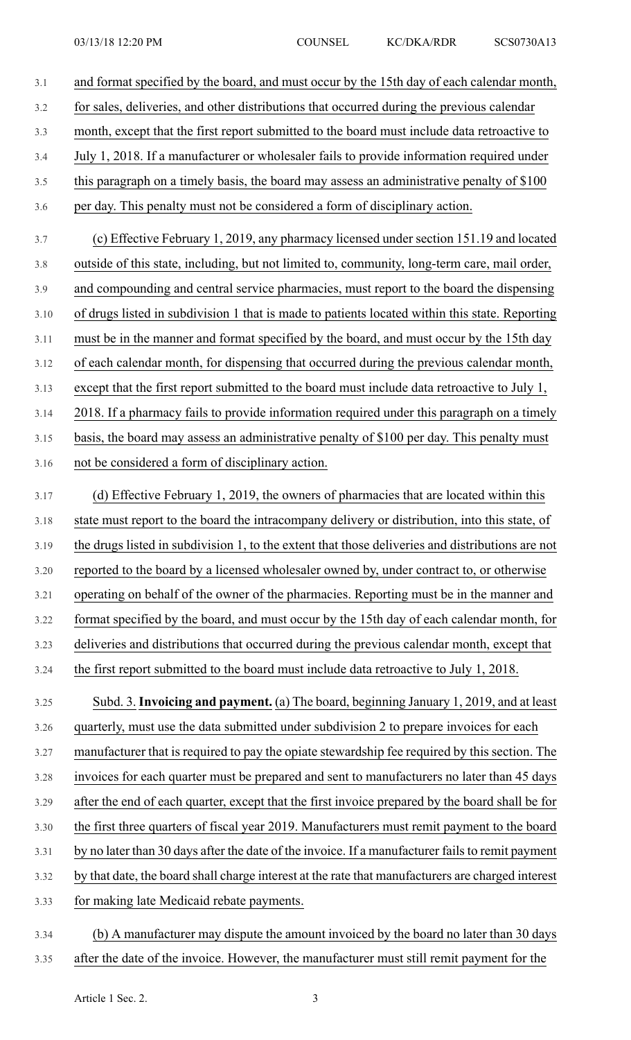and format specified by the board, and must occur by the 15th day of each calendar month, for sales, deliveries, and other distributions that occurred during the previous calendar month, except that the first report submitted to the board must include data retroactive to July 1, 2018. If a manufacturer or wholesaler fails to provide information required under this paragraph on a timely basis, the board may assess an administrative penalty of $100 per day. This penalty must not be considered a form of disciplinary action.

(c) Effective February 1, 2019, any pharmacy licensed under section 151.19 and located outside of this state, including, but not limited to, community, long-term care, mail order, and compounding and central service pharmacies, must report to the board the dispensing of drugs listed in subdivision 1 that is made to patients located within this state. Reporting must be in the manner and format specified by the board, and must occur by the 15th day of each calendar month, for dispensing that occurred during the previous calendar month, except that the first report submitted to the board must include data retroactive to July 1, 2018. If a pharmacy fails to provide information required under this paragraph on a timely basis, the board may assess an administrative penalty of $100 per day. This penalty must not be considered a form of disciplinary action.

(d) Effective February 1, 2019, the owners of pharmacies that are located within this state must report to the board the intracompany delivery or distribution, into this state, of the drugs listed in subdivision 1, to the extent that those deliveries and distributions are not reported to the board by a licensed wholesaler owned by, under contract to, or otherwise operating on behalf of the owner of the pharmacies. Reporting must be in the manner and format specified by the board, and must occur by the 15th day of each calendar month, for deliveries and distributions that occurred during the previous calendar month, except that the first report submitted to the board must include data retroactive to July 1, 2018.

Subd. 3. **Invoicing and payment.** (a) The board, beginning January 1, 2019, and at least quarterly, must use the data submitted under subdivision 2 to prepare invoices for each manufacturer that is required to pay the opiate stewardship fee required by this section. The invoices for each quarter must be prepared and sent to manufacturers no later than 45 days after the end of each quarter, except that the first invoice prepared by the board shall be for the first three quarters of fiscal year 2019. Manufacturers must remit payment to the board by no later than 30 days after the date of the invoice. If a manufacturer fails to remit payment by that date, the board shall charge interest at the rate that manufacturers are charged interest for making late Medicaid rebate payments.

(b) A manufacturer may dispute the amount invoiced by the board no later than 30 days after the date of the invoice. However, the manufacturer must still remit payment for the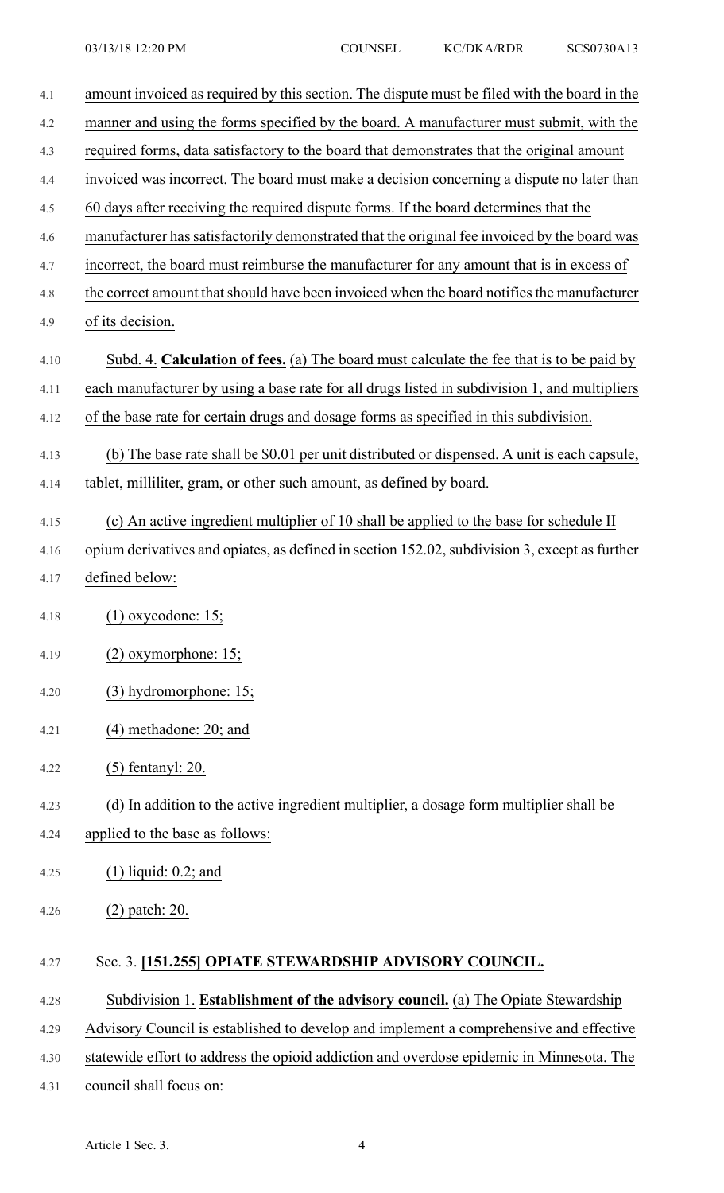amount invoiced as required by this section. The dispute must be filed with the board in the manner and using the forms specified by the board. A manufacturer must submit, with the required forms, data satisfactory to the board that demonstrates that the original amount invoiced was incorrect. The board must make a decision concerning a dispute no later than 60 days after receiving the required dispute forms. If the board determines that the manufacturer has satisfactorily demonstrated that the original fee invoiced by the board was incorrect, the board must reimburse the manufacturer for any amount that is in excess of the correct amount that should have been invoiced when the board notifies the manufacturer of its decision.

Subd. 4. **Calculation of fees.** (a) The board must calculate the fee that is to be paid by each manufacturer by using a base rate for all drugs listed in subdivision 1, and multipliers of the base rate for certain drugs and dosage forms as specified in this subdivision.

(b) The base rate shall be $0.01 per unit distributed or dispensed. A unit is each capsule, tablet, milliliter, gram, or other such amount, as defined by board.

(c) An active ingredient multiplier of 10 shall be applied to the base for schedule II opium derivatives and opiates, as defined in section 152.02, subdivision 3, except as further defined below:

(1) oxycodone: 15;

(2) oxymorphone: 15;

(3) hydromorphone: 15;

(4) methadone: 20; and

(5) fentanyl: 20.

(d) In addition to the active ingredient multiplier, a dosage form multiplier shall be applied to the base as follows:

(1) liquid: 0.2; and

(2) patch: 20.

Sec. 3. **[151.255] OPIATE STEWARDSHIP ADVISORY COUNCIL.**

Subdivision 1. **Establishment of the advisory council.** (a) The Opiate Stewardship Advisory Council is established to develop and implement a comprehensive and effective statewide effort to address the opioid addiction and overdose epidemic in Minnesota. The council shall focus on: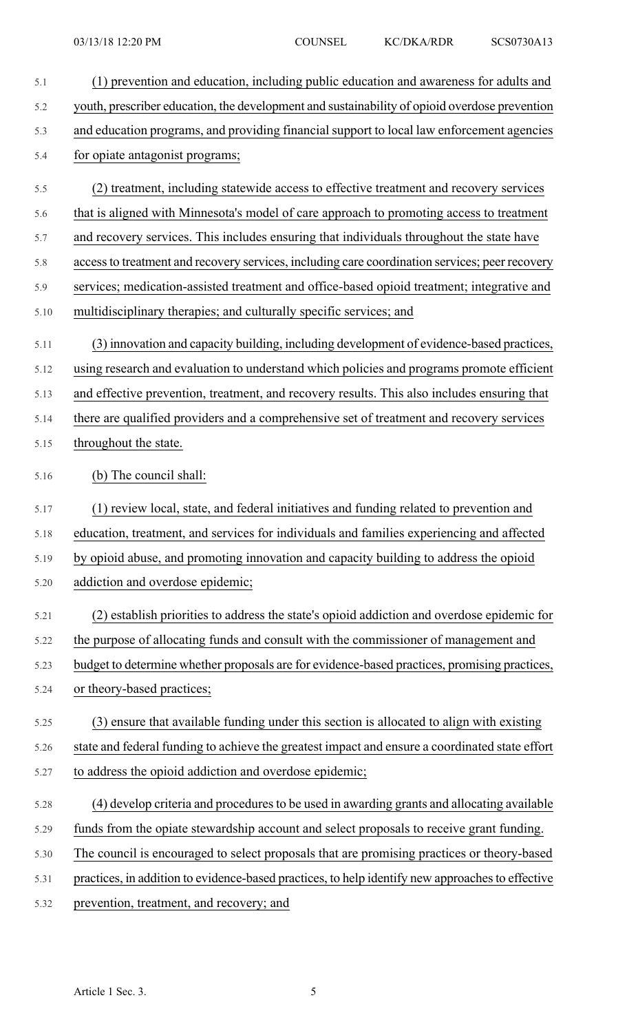(1) prevention and education, including public education and awareness for adults and youth, prescriber education, the development and sustainability of opioid overdose prevention and education programs, and providing financial support to local law enforcement agencies for opiate antagonist programs;

(2) treatment, including statewide access to effective treatment and recovery services that is aligned with Minnesota's model of care approach to promoting access to treatment and recovery services. This includes ensuring that individuals throughout the state have access to treatment and recovery services, including care coordination services; peer recovery services; medication-assisted treatment and office-based opioid treatment; integrative and multidisciplinary therapies; and culturally specific services; and

(3) innovation and capacity building, including development of evidence-based practices, using research and evaluation to understand which policies and programs promote efficient and effective prevention, treatment, and recovery results. This also includes ensuring that there are qualified providers and a comprehensive set of treatment and recovery services throughout the state.

(b) The council shall:

(1) review local, state, and federal initiatives and funding related to prevention and education, treatment, and services for individuals and families experiencing and affected by opioid abuse, and promoting innovation and capacity building to address the opioid addiction and overdose epidemic;

(2) establish priorities to address the state's opioid addiction and overdose epidemic for the purpose of allocating funds and consult with the commissioner of management and budget to determine whether proposals are for evidence-based practices, promising practices, or theory-based practices;

(3) ensure that available funding under this section is allocated to align with existing state and federal funding to achieve the greatest impact and ensure a coordinated state effort to address the opioid addiction and overdose epidemic;

(4) develop criteria and procedures to be used in awarding grants and allocating available funds from the opiate stewardship account and select proposals to receive grant funding. The council is encouraged to select proposals that are promising practices or theory-based practices, in addition to evidence-based practices, to help identify new approaches to effective prevention, treatment, and recovery; and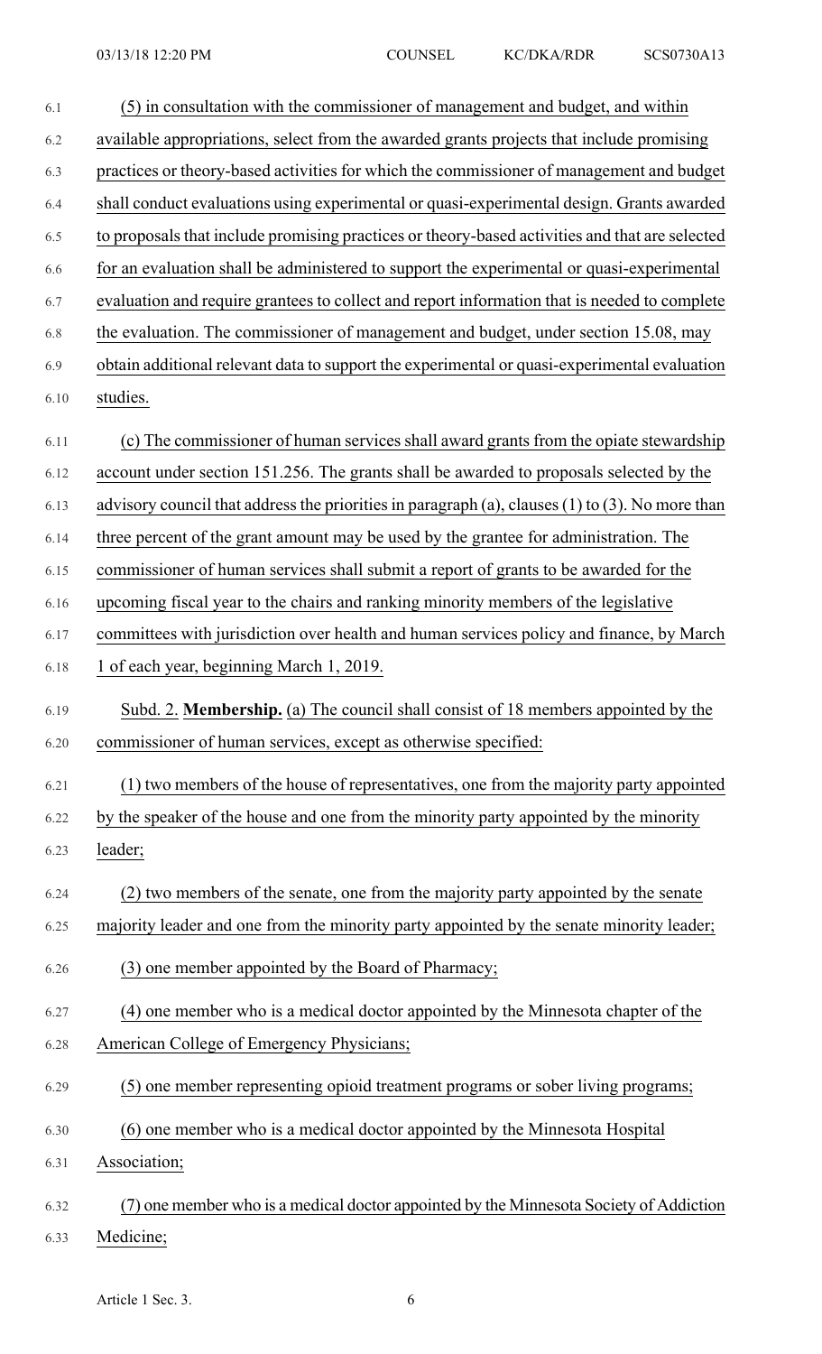(5) in consultation with the commissioner of management and budget, and within available appropriations, select from the awarded grants projects that include promising practices or theory-based activities for which the commissioner of management and budget shall conduct evaluations using experimental or quasi-experimental design. Grants awarded to proposals that include promising practices or theory-based activities and that are selected for an evaluation shall be administered to support the experimental or quasi-experimental evaluation and require grantees to collect and report information that is needed to complete the evaluation. The commissioner of management and budget, under section 15.08, may obtain additional relevant data to support the experimental or quasi-experimental evaluation studies.

(c) The commissioner of human services shall award grants from the opiate stewardship account under section 151.256. The grants shall be awarded to proposals selected by the advisory council that address the priorities in paragraph (a), clauses (1) to (3). No more than three percent of the grant amount may be used by the grantee for administration. The commissioner of human services shall submit a report of grants to be awarded for the upcoming fiscal year to the chairs and ranking minority members of the legislative committees with jurisdiction over health and human services policy and finance, by March 1 of each year, beginning March 1, 2019.

Subd. 2. **Membership.** (a) The council shall consist of 18 members appointed by the commissioner of human services, except as otherwise specified:

(1) two members of the house of representatives, one from the majority party appointed by the speaker of the house and one from the minority party appointed by the minority leader;

(2) two members of the senate, one from the majority party appointed by the senate majority leader and one from the minority party appointed by the senate minority leader;

(3) one member appointed by the Board of Pharmacy;

(4) one member who is a medical doctor appointed by the Minnesota chapter of the American College of Emergency Physicians;

(5) one member representing opioid treatment programs or sober living programs;

(6) one member who is a medical doctor appointed by the Minnesota Hospital Association;

(7) one member who is a medical doctor appointed by the Minnesota Society of Addiction Medicine;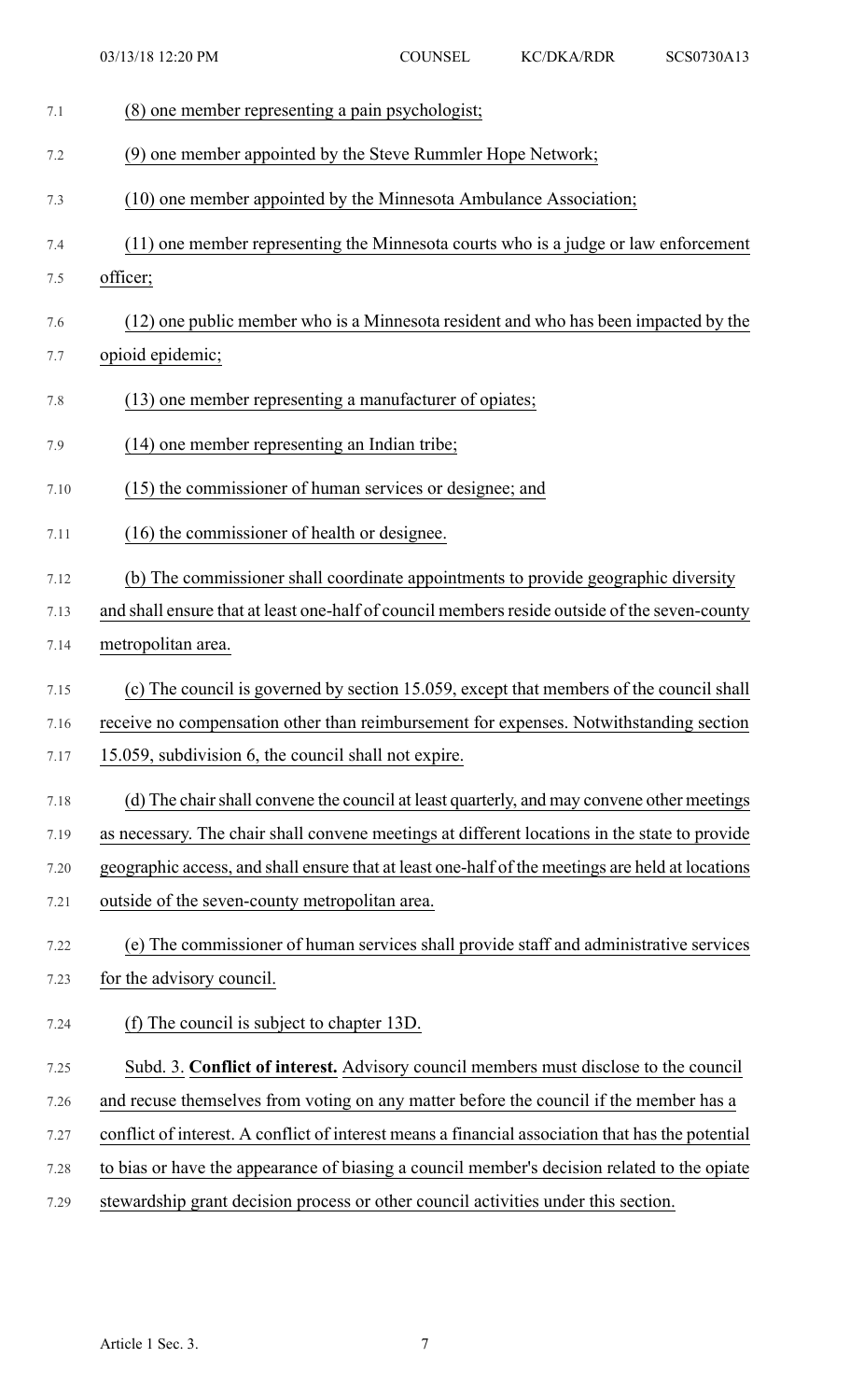(8) one member representing a pain psychologist;

(9) one member appointed by the Steve Rummler Hope Network;

(10) one member appointed by the Minnesota Ambulance Association;

(11) one member representing the Minnesota courts who is a judge or law enforcement officer;

(12) one public member who is a Minnesota resident and who has been impacted by the opioid epidemic;

(13) one member representing a manufacturer of opiates;

(14) one member representing an Indian tribe;

(15) the commissioner of human services or designee; and

(16) the commissioner of health or designee.

(b) The commissioner shall coordinate appointments to provide geographic diversity and shall ensure that at least one-half of council members reside outside of the seven-county metropolitan area.

(c) The council is governed by section 15.059, except that members of the council shall receive no compensation other than reimbursement for expenses. Notwithstanding section 15.059, subdivision 6, the council shall not expire.

(d) The chair shall convene the council at least quarterly, and may convene other meetings as necessary. The chair shall convene meetings at different locations in the state to provide geographic access, and shall ensure that at least one-half of the meetings are held at locations outside of the seven-county metropolitan area.

(e) The commissioner of human services shall provide staff and administrative services for the advisory council.

(f) The council is subject to chapter 13D.

Subd. 3. **Conflict of interest.** Advisory council members must disclose to the council and recuse themselves from voting on any matter before the council if the member has a conflict of interest. A conflict of interest means a financial association that has the potential to bias or have the appearance of biasing a council member's decision related to the opiate stewardship grant decision process or other council activities under this section.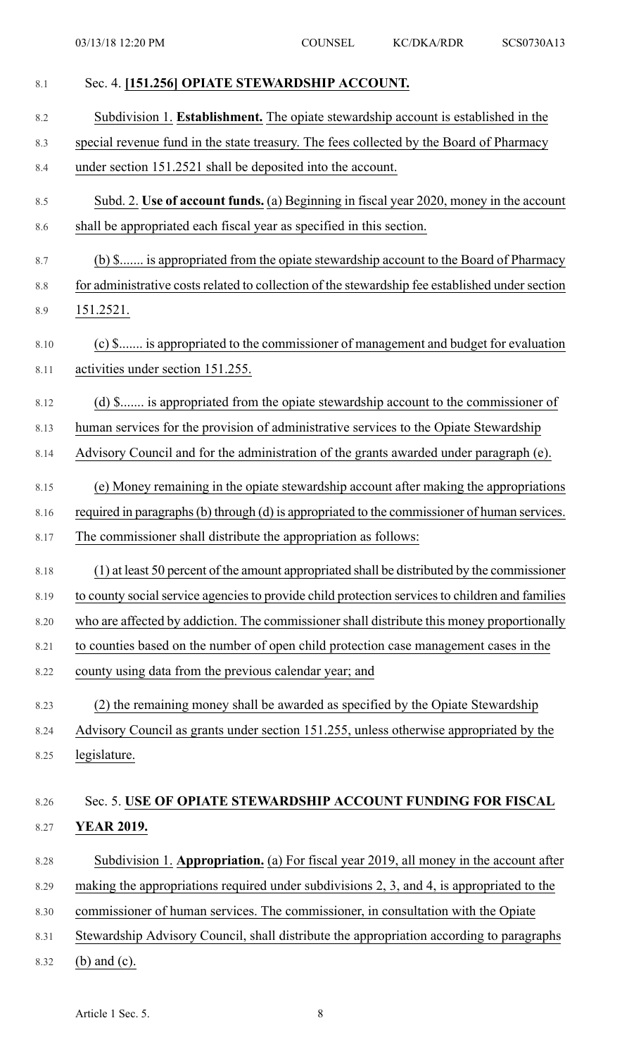Sec. 4. **[151.256] OPIATE STEWARDSHIP ACCOUNT.**

Subdivision 1. **Establishment.** The opiate stewardship account is established in the special revenue fund in the state treasury. The fees collected by the Board of Pharmacy under section 151.2521 shall be deposited into the account.

Subd. 2. **Use of account funds.** (a) Beginning in fiscal year 2020, money in the account shall be appropriated each fiscal year as specified in this section.

(b) $....... is appropriated from the opiate stewardship account to the Board of Pharmacy for administrative costs related to collection of the stewardship fee established under section 151.2521.

(c) $....... is appropriated to the commissioner of management and budget for evaluation activities under section 151.255.

(d) $....... is appropriated from the opiate stewardship account to the commissioner of human services for the provision of administrative services to the Opiate Stewardship Advisory Council and for the administration of the grants awarded under paragraph (e).

(e) Money remaining in the opiate stewardship account after making the appropriations required in paragraphs (b) through (d) is appropriated to the commissioner of human services. The commissioner shall distribute the appropriation as follows:

(1) at least 50 percent of the amount appropriated shall be distributed by the commissioner to county social service agencies to provide child protection services to children and families who are affected by addiction. The commissioner shall distribute this money proportionally to counties based on the number of open child protection case management cases in the county using data from the previous calendar year; and

(2) the remaining money shall be awarded as specified by the Opiate Stewardship Advisory Council as grants under section 151.255, unless otherwise appropriated by the legislature.

Sec. 5. **USE OF OPIATE STEWARDSHIP ACCOUNT FUNDING FOR FISCAL YEAR 2019.**

Subdivision 1. **Appropriation.** (a) For fiscal year 2019, all money in the account after making the appropriations required under subdivisions 2, 3, and 4, is appropriated to the commissioner of human services. The commissioner, in consultation with the Opiate Stewardship Advisory Council, shall distribute the appropriation according to paragraphs (b) and (c).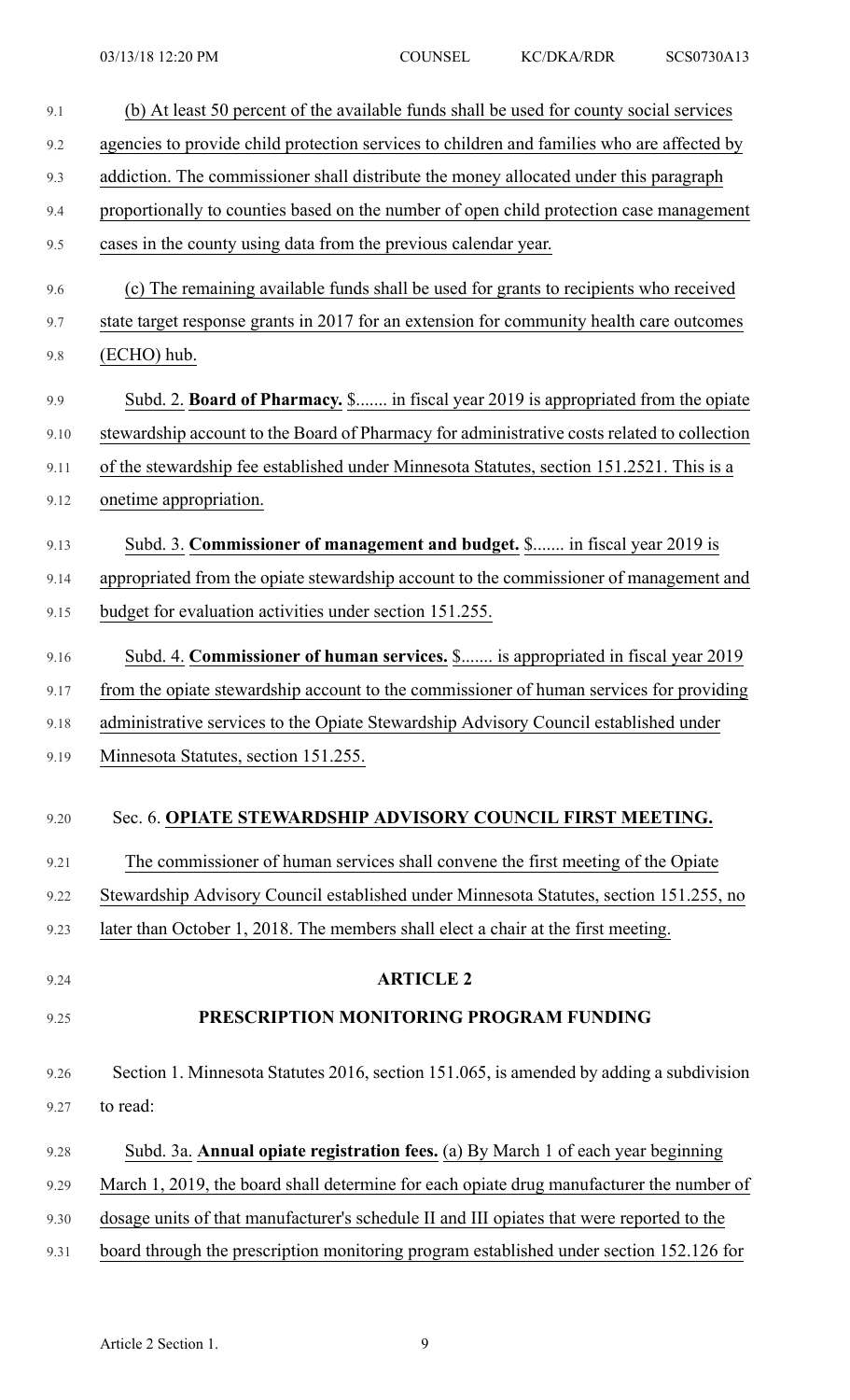(b) At least 50 percent of the available funds shall be used for county social services agencies to provide child protection services to children and families who are affected by addiction. The commissioner shall distribute the money allocated under this paragraph proportionally to counties based on the number of open child protection case management cases in the county using data from the previous calendar year.

(c) The remaining available funds shall be used for grants to recipients who received state target response grants in 2017 for an extension for community health care outcomes (ECHO) hub.

Subd. 2. **Board of Pharmacy.** $....... in fiscal year 2019 is appropriated from the opiate stewardship account to the Board of Pharmacy for administrative costs related to collection of the stewardship fee established under Minnesota Statutes, section 151.2521. This is a onetime appropriation.

Subd. 3. **Commissioner of management and budget.** $....... in fiscal year 2019 is appropriated from the opiate stewardship account to the commissioner of management and budget for evaluation activities under section 151.255.

Subd. 4. **Commissioner of human services.** $....... is appropriated in fiscal year 2019 from the opiate stewardship account to the commissioner of human services for providing administrative services to the Opiate Stewardship Advisory Council established under Minnesota Statutes, section 151.255.

Sec. 6. **OPIATE STEWARDSHIP ADVISORY COUNCIL FIRST MEETING.**

The commissioner of human services shall convene the first meeting of the Opiate Stewardship Advisory Council established under Minnesota Statutes, section 151.255, no later than October 1, 2018. The members shall elect a chair at the first meeting.

## ARTICLE 2

## PRESCRIPTION MONITORING PROGRAM FUNDING

Section 1. Minnesota Statutes 2016, section 151.065, is amended by adding a subdivision to read:

Subd. 3a. **Annual opiate registration fees.** (a) By March 1 of each year beginning March 1, 2019, the board shall determine for each opiate drug manufacturer the number of dosage units of that manufacturer's schedule II and III opiates that were reported to the board through the prescription monitoring program established under section 152.126 for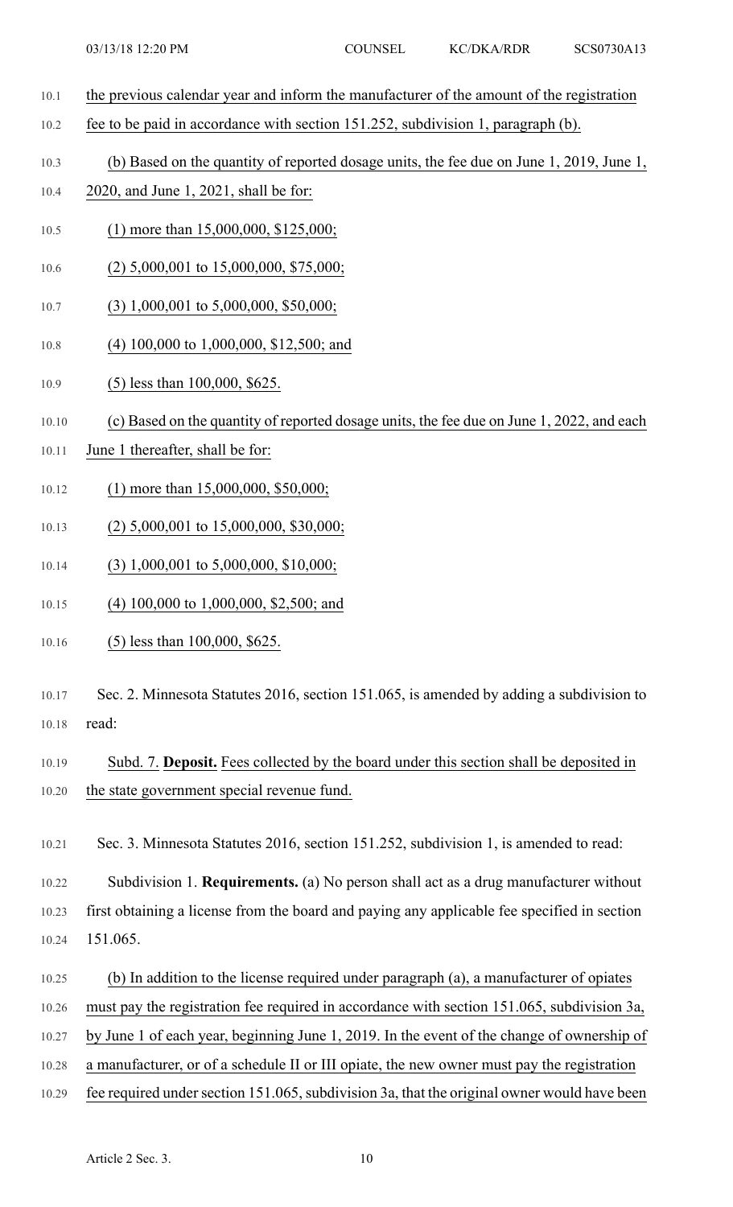the previous calendar year and inform the manufacturer of the amount of the registration fee to be paid in accordance with section 151.252, subdivision 1, paragraph (b).

(b) Based on the quantity of reported dosage units, the fee due on June 1, 2019, June 1, 2020, and June 1, 2021, shall be for:

(1) more than 15,000,000, $125,000;

(2) 5,000,001 to 15,000,000, $75,000;

(3) 1,000,001 to 5,000,000, $50,000;

(4) 100,000 to 1,000,000, $12,500; and

(5) less than 100,000, $625.

(c) Based on the quantity of reported dosage units, the fee due on June 1, 2022, and each June 1 thereafter, shall be for:

(1) more than 15,000,000, $50,000;

(2) 5,000,001 to 15,000,000, $30,000;

(3) 1,000,001 to 5,000,000, $10,000;

(4) 100,000 to 1,000,000, $2,500; and

(5) less than 100,000, $625.

Sec. 2. Minnesota Statutes 2016, section 151.065, is amended by adding a subdivision to read:

Subd. 7. **Deposit.** Fees collected by the board under this section shall be deposited in the state government special revenue fund.

Sec. 3. Minnesota Statutes 2016, section 151.252, subdivision 1, is amended to read:

Subdivision 1. **Requirements.** (a) No person shall act as a drug manufacturer without first obtaining a license from the board and paying any applicable fee specified in section 151.065.

(b) In addition to the license required under paragraph (a), a manufacturer of opiates must pay the registration fee required in accordance with section 151.065, subdivision 3a, by June 1 of each year, beginning June 1, 2019. In the event of the change of ownership of a manufacturer, or of a schedule II or III opiate, the new owner must pay the registration fee required under section 151.065, subdivision 3a, that the original owner would have been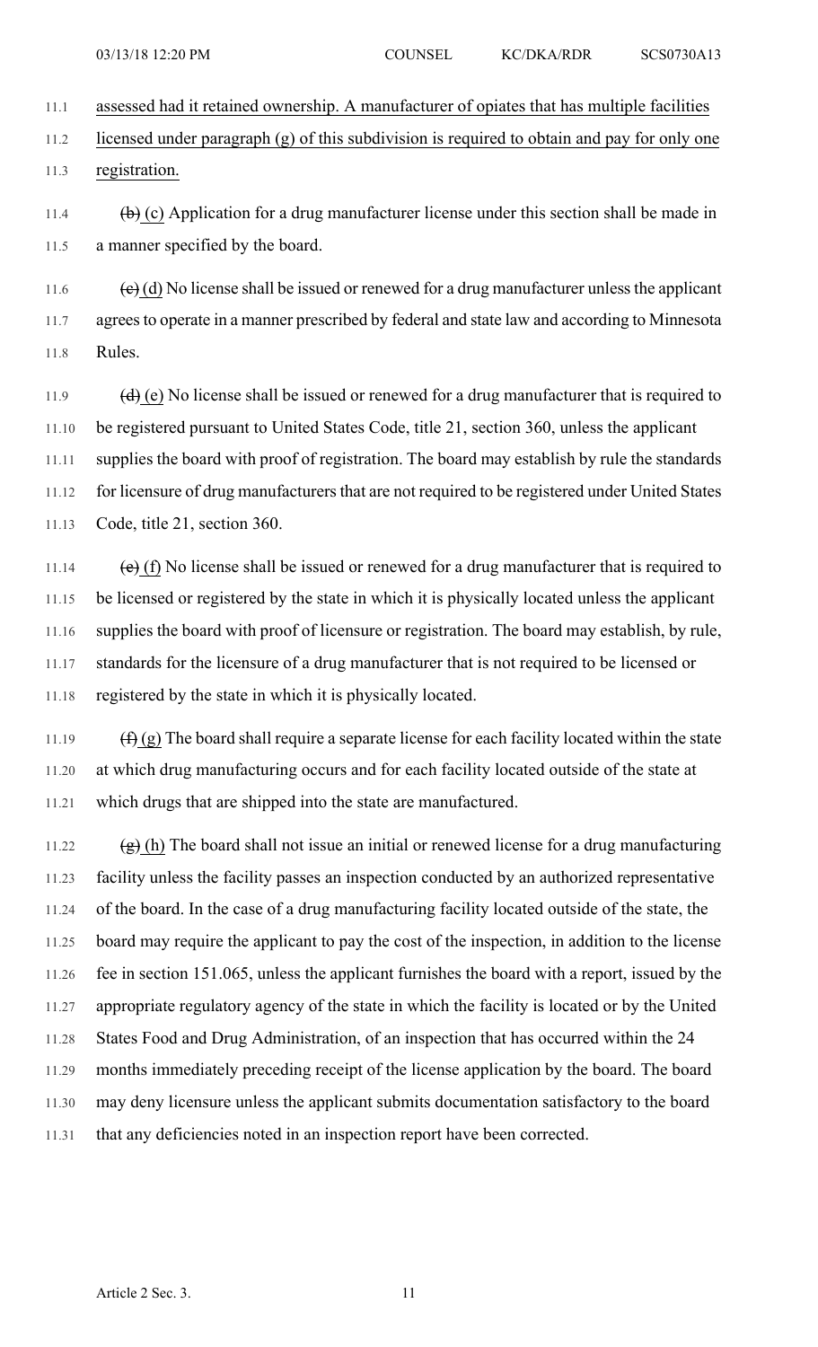assessed had it retained ownership. A manufacturer of opiates that has multiple facilities licensed under paragraph (g) of this subdivision is required to obtain and pay for only one registration.

~~(b)~~ (c) Application for a drug manufacturer license under this section shall be made in a manner specified by the board.

~~(c)~~ (d) No license shall be issued or renewed for a drug manufacturer unless the applicant agrees to operate in a manner prescribed by federal and state law and according to Minnesota Rules.

~~(d)~~ (e) No license shall be issued or renewed for a drug manufacturer that is required to be registered pursuant to United States Code, title 21, section 360, unless the applicant supplies the board with proof of registration. The board may establish by rule the standards for licensure of drug manufacturers that are not required to be registered under United States Code, title 21, section 360.

~~(e)~~ (f) No license shall be issued or renewed for a drug manufacturer that is required to be licensed or registered by the state in which it is physically located unless the applicant supplies the board with proof of licensure or registration. The board may establish, by rule, standards for the licensure of a drug manufacturer that is not required to be licensed or registered by the state in which it is physically located.

~~(f)~~ (g) The board shall require a separate license for each facility located within the state at which drug manufacturing occurs and for each facility located outside of the state at which drugs that are shipped into the state are manufactured.

~~(g)~~ (h) The board shall not issue an initial or renewed license for a drug manufacturing facility unless the facility passes an inspection conducted by an authorized representative of the board. In the case of a drug manufacturing facility located outside of the state, the board may require the applicant to pay the cost of the inspection, in addition to the license fee in section 151.065, unless the applicant furnishes the board with a report, issued by the appropriate regulatory agency of the state in which the facility is located or by the United States Food and Drug Administration, of an inspection that has occurred within the 24 months immediately preceding receipt of the license application by the board. The board may deny licensure unless the applicant submits documentation satisfactory to the board that any deficiencies noted in an inspection report have been corrected.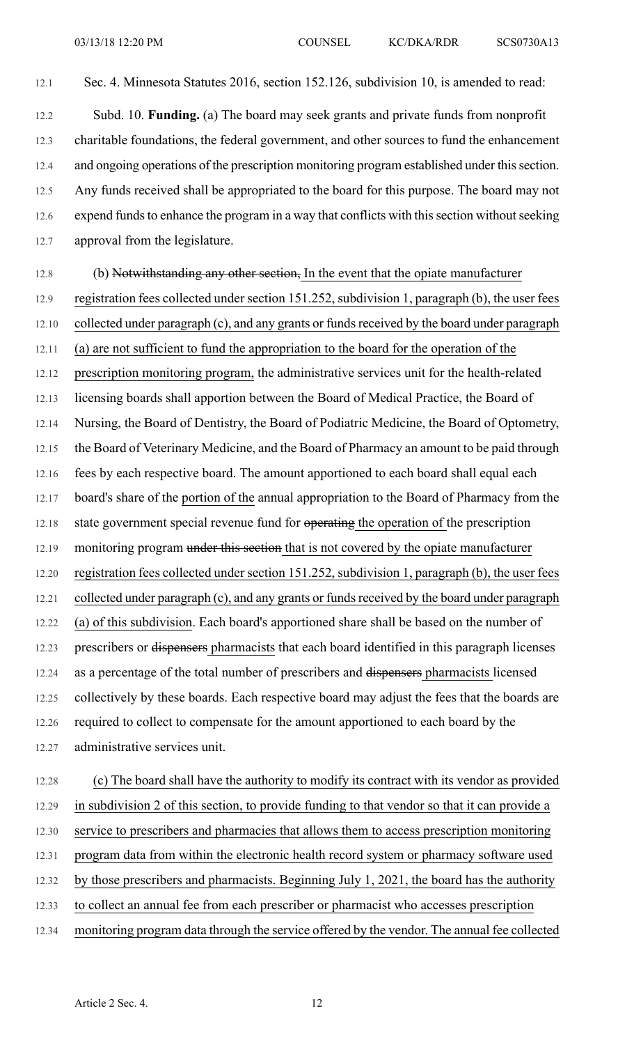Sec. 4. Minnesota Statutes 2016, section 152.126, subdivision 10, is amended to read:

Subd. 10. **Funding.** (a) The board may seek grants and private funds from nonprofit charitable foundations, the federal government, and other sources to fund the enhancement and ongoing operations of the prescription monitoring program established under this section. Any funds received shall be appropriated to the board for this purpose. The board may not expend funds to enhance the program in a way that conflicts with this section without seeking approval from the legislature.

(b) ~~Notwithstanding any other section,~~ In the event that the opiate manufacturer registration fees collected under section 151.252, subdivision 1, paragraph (b), the user fees collected under paragraph (c), and any grants or funds received by the board under paragraph (a) are not sufficient to fund the appropriation to the board for the operation of the prescription monitoring program, the administrative services unit for the health-related licensing boards shall apportion between the Board of Medical Practice, the Board of Nursing, the Board of Dentistry, the Board of Podiatric Medicine, the Board of Optometry, the Board of Veterinary Medicine, and the Board of Pharmacy an amount to be paid through fees by each respective board. The amount apportioned to each board shall equal each board's share of the portion of the annual appropriation to the Board of Pharmacy from the state government special revenue fund for ~~operating~~ the operation of the prescription monitoring program ~~under this section~~ that is not covered by the opiate manufacturer registration fees collected under section 151.252, subdivision 1, paragraph (b), the user fees collected under paragraph (c), and any grants or funds received by the board under paragraph (a) of this subdivision. Each board's apportioned share shall be based on the number of prescribers or ~~dispensers~~ pharmacists that each board identified in this paragraph licenses as a percentage of the total number of prescribers and ~~dispensers~~ pharmacists licensed collectively by these boards. Each respective board may adjust the fees that the boards are required to collect to compensate for the amount apportioned to each board by the administrative services unit.

(c) The board shall have the authority to modify its contract with its vendor as provided in subdivision 2 of this section, to provide funding to that vendor so that it can provide a service to prescribers and pharmacies that allows them to access prescription monitoring program data from within the electronic health record system or pharmacy software used by those prescribers and pharmacists. Beginning July 1, 2021, the board has the authority to collect an annual fee from each prescriber or pharmacist who accesses prescription monitoring program data through the service offered by the vendor. The annual fee collected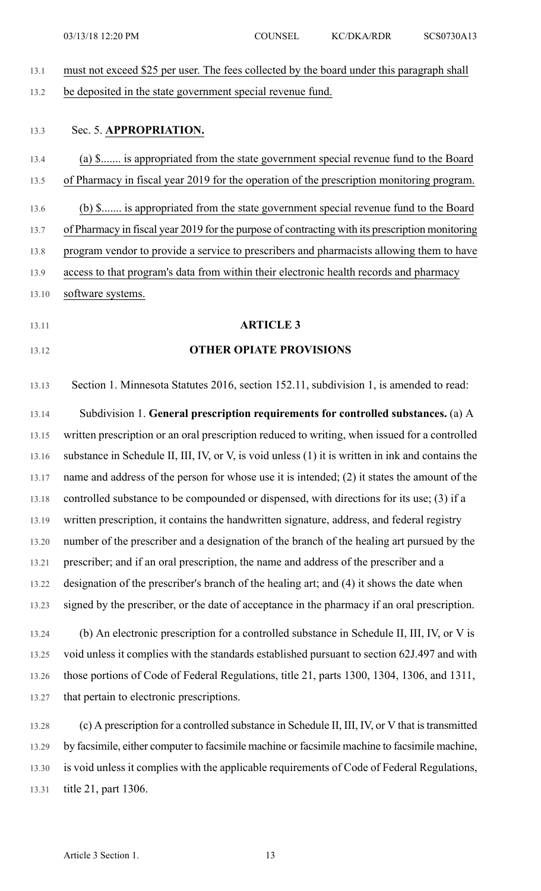must not exceed $25 per user. The fees collected by the board under this paragraph shall be deposited in the state government special revenue fund.

Sec. 5. **APPROPRIATION.**

(a) $....... is appropriated from the state government special revenue fund to the Board of Pharmacy in fiscal year 2019 for the operation of the prescription monitoring program.

(b) $....... is appropriated from the state government special revenue fund to the Board of Pharmacy in fiscal year 2019 for the purpose of contracting with its prescription monitoring program vendor to provide a service to prescribers and pharmacists allowing them to have access to that program's data from within their electronic health records and pharmacy software systems.

## ARTICLE 3

## OTHER OPIATE PROVISIONS

Section 1. Minnesota Statutes 2016, section 152.11, subdivision 1, is amended to read:

Subdivision 1. **General prescription requirements for controlled substances.** (a) A written prescription or an oral prescription reduced to writing, when issued for a controlled substance in Schedule II, III, IV, or V, is void unless (1) it is written in ink and contains the name and address of the person for whose use it is intended; (2) it states the amount of the controlled substance to be compounded or dispensed, with directions for its use; (3) if a written prescription, it contains the handwritten signature, address, and federal registry number of the prescriber and a designation of the branch of the healing art pursued by the prescriber; and if an oral prescription, the name and address of the prescriber and a designation of the prescriber's branch of the healing art; and (4) it shows the date when signed by the prescriber, or the date of acceptance in the pharmacy if an oral prescription.

(b) An electronic prescription for a controlled substance in Schedule II, III, IV, or V is void unless it complies with the standards established pursuant to section 62J.497 and with those portions of Code of Federal Regulations, title 21, parts 1300, 1304, 1306, and 1311, that pertain to electronic prescriptions.

(c) A prescription for a controlled substance in Schedule II, III, IV, or V that is transmitted by facsimile, either computer to facsimile machine or facsimile machine to facsimile machine, is void unless it complies with the applicable requirements of Code of Federal Regulations, title 21, part 1306.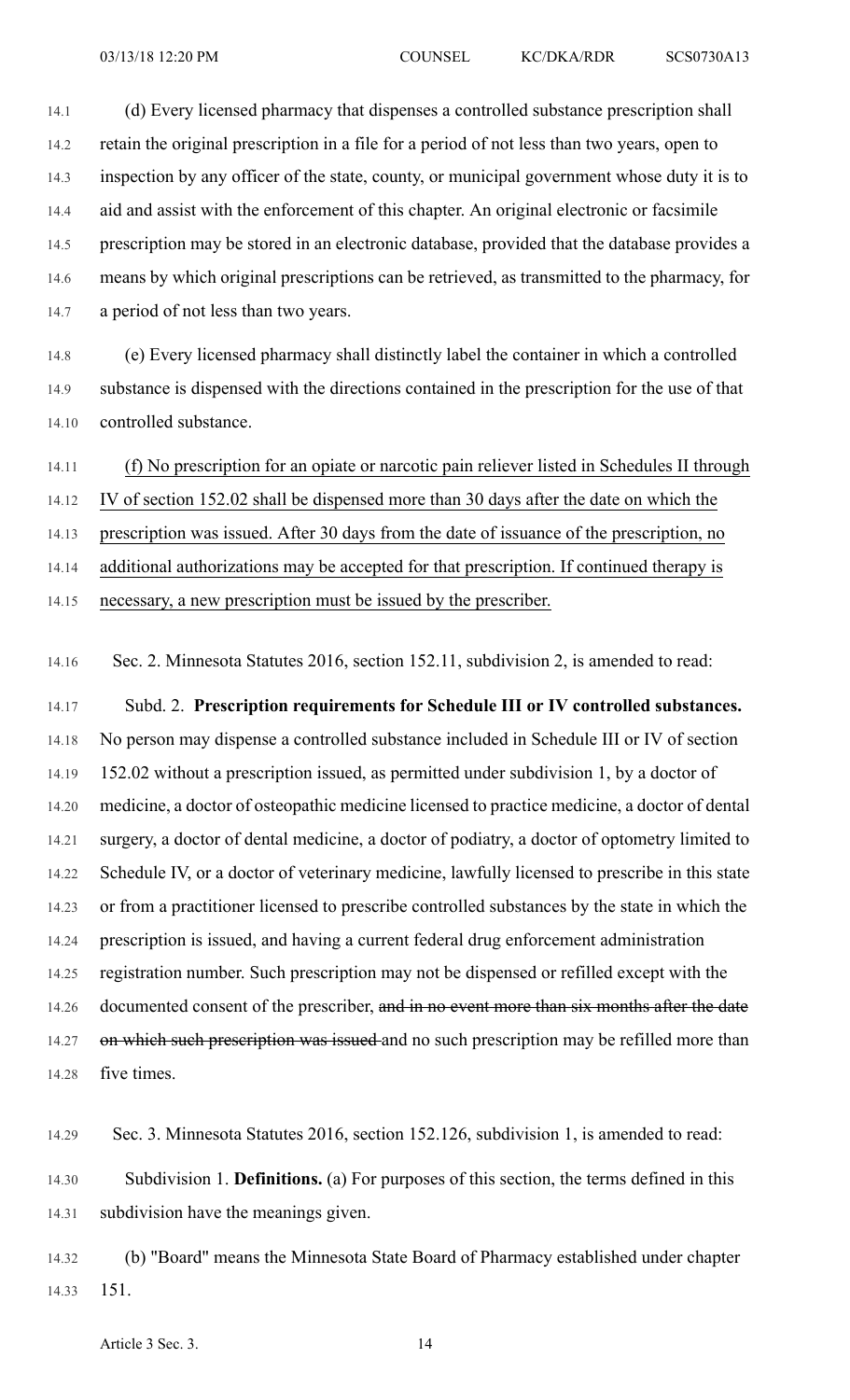(d) Every licensed pharmacy that dispenses a controlled substance prescription shall retain the original prescription in a file for a period of not less than two years, open to inspection by any officer of the state, county, or municipal government whose duty it is to aid and assist with the enforcement of this chapter. An original electronic or facsimile prescription may be stored in an electronic database, provided that the database provides a means by which original prescriptions can be retrieved, as transmitted to the pharmacy, for a period of not less than two years.

(e) Every licensed pharmacy shall distinctly label the container in which a controlled substance is dispensed with the directions contained in the prescription for the use of that controlled substance.

<u>(f) No prescription for an opiate or narcotic pain reliever listed in Schedules II through IV of section 152.02 shall be dispensed more than 30 days after the date on which the prescription was issued. After 30 days from the date of issuance of the prescription, no additional authorizations may be accepted for that prescription. If continued therapy is necessary, a new prescription must be issued by the prescriber.</u>

Sec. 2. Minnesota Statutes 2016, section 152.11, subdivision 2, is amended to read:

Subd. 2. **Prescription requirements for Schedule III or IV controlled substances.** No person may dispense a controlled substance included in Schedule III or IV of section 152.02 without a prescription issued, as permitted under subdivision 1, by a doctor of medicine, a doctor of osteopathic medicine licensed to practice medicine, a doctor of dental surgery, a doctor of dental medicine, a doctor of podiatry, a doctor of optometry limited to Schedule IV, or a doctor of veterinary medicine, lawfully licensed to prescribe in this state or from a practitioner licensed to prescribe controlled substances by the state in which the prescription is issued, and having a current federal drug enforcement administration registration number. Such prescription may not be dispensed or refilled except with the documented consent of the prescriber, ~~and in no event more than six months after the date on which such prescription was issued~~ and no such prescription may be refilled more than five times.

Sec. 3. Minnesota Statutes 2016, section 152.126, subdivision 1, is amended to read:

Subdivision 1. **Definitions.** (a) For purposes of this section, the terms defined in this subdivision have the meanings given.

(b) "Board" means the Minnesota State Board of Pharmacy established under chapter 151.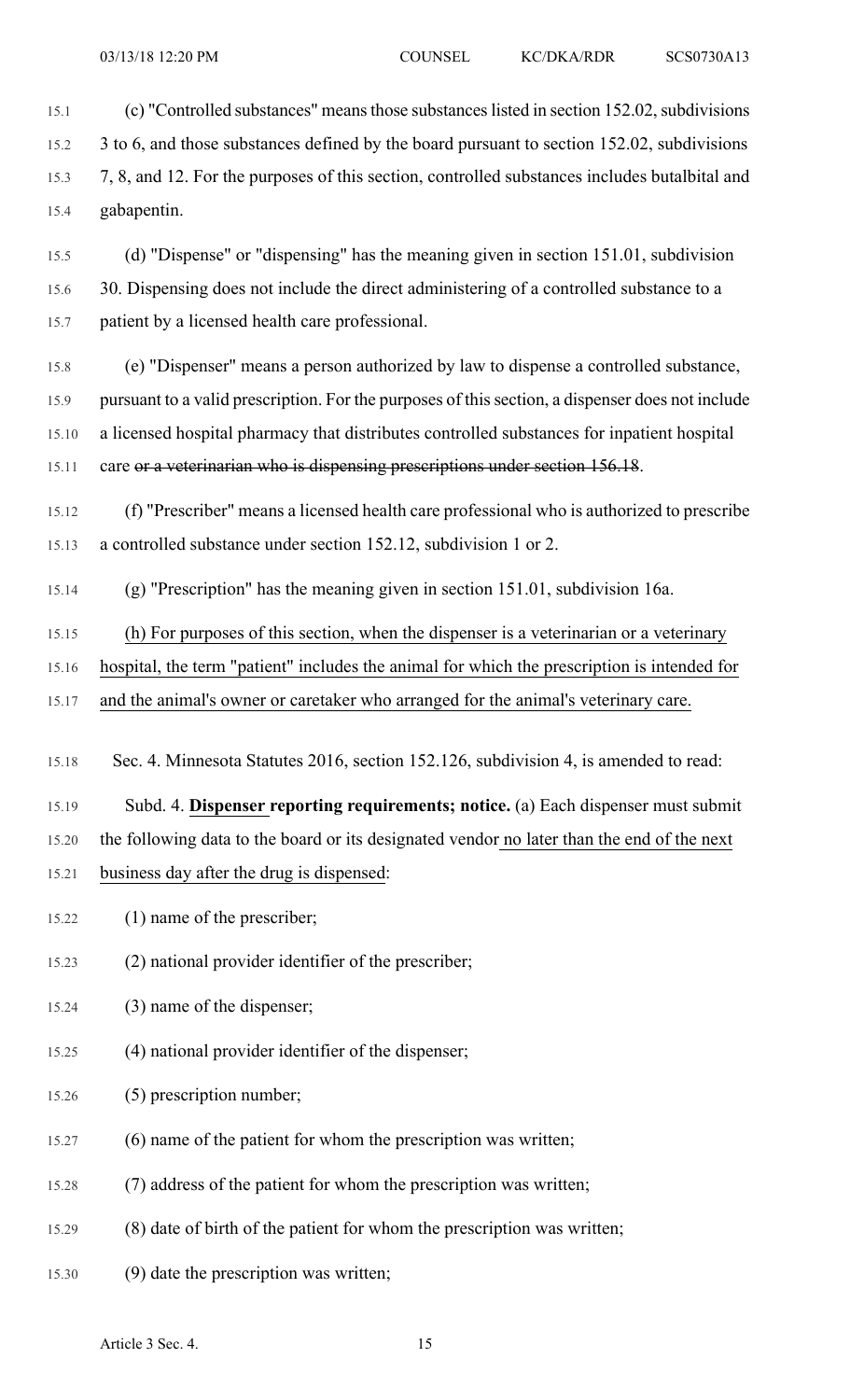(c) "Controlled substances" means those substances listed in section 152.02, subdivisions 3 to 6, and those substances defined by the board pursuant to section 152.02, subdivisions 7, 8, and 12. For the purposes of this section, controlled substances includes butalbital and gabapentin.

(d) "Dispense" or "dispensing" has the meaning given in section 151.01, subdivision 30. Dispensing does not include the direct administering of a controlled substance to a patient by a licensed health care professional.

(e) "Dispenser" means a person authorized by law to dispense a controlled substance, pursuant to a valid prescription. For the purposes of this section, a dispenser does not include a licensed hospital pharmacy that distributes controlled substances for inpatient hospital care ~~or a veterinarian who is dispensing prescriptions under section 156.18~~.

(f) "Prescriber" means a licensed health care professional who is authorized to prescribe a controlled substance under section 152.12, subdivision 1 or 2.

(g) "Prescription" has the meaning given in section 151.01, subdivision 16a.

<u>(h) For purposes of this section, when the dispenser is a veterinarian or a veterinary hospital, the term "patient" includes the animal for which the prescription is intended for and the animal's owner or caretaker who arranged for the animal's veterinary care.</u>

Sec. 4. Minnesota Statutes 2016, section 152.126, subdivision 4, is amended to read:

Subd. 4. **<u>Dispenser</u> reporting requirements; notice.** (a) Each dispenser must submit the following data to the board or its designated vendor<u> no later than the end of the next business day after the drug is dispensed</u>:

(1) name of the prescriber;

(2) national provider identifier of the prescriber;

(3) name of the dispenser;

(4) national provider identifier of the dispenser;

(5) prescription number;

(6) name of the patient for whom the prescription was written;

(7) address of the patient for whom the prescription was written;

(8) date of birth of the patient for whom the prescription was written;

(9) date the prescription was written;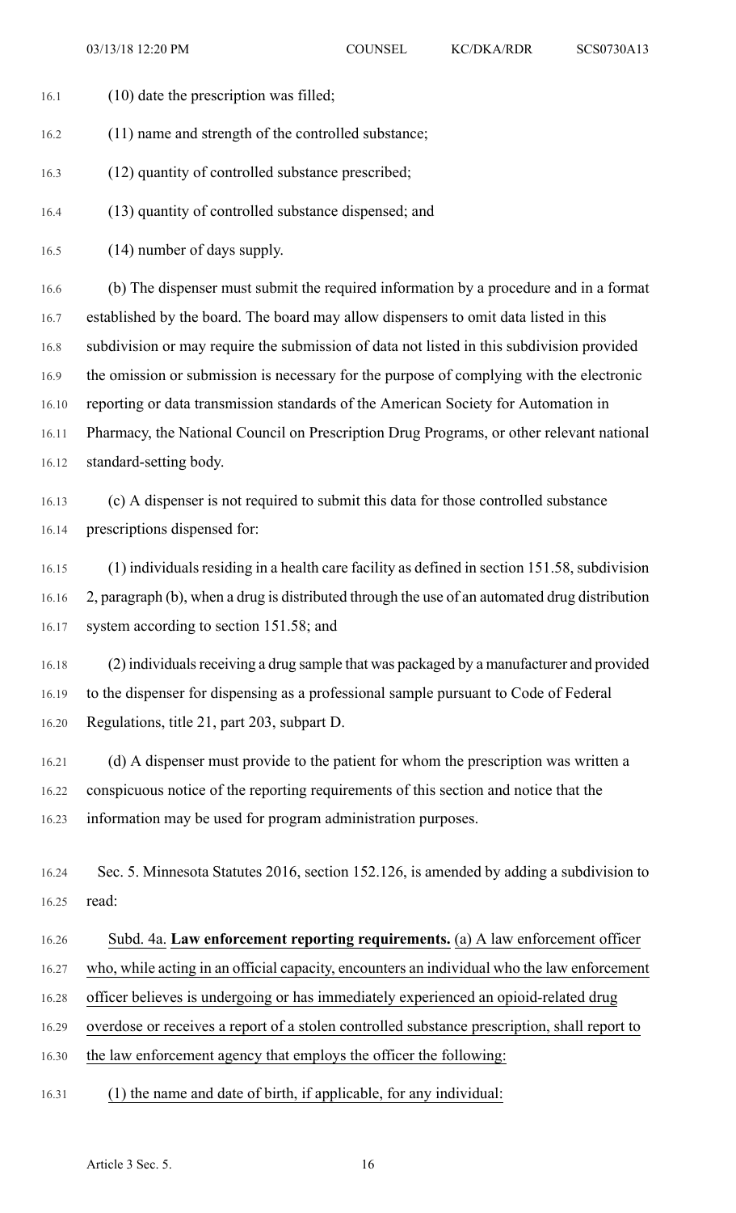(10) date the prescription was filled;

(11) name and strength of the controlled substance;

(12) quantity of controlled substance prescribed;

(13) quantity of controlled substance dispensed; and

(14) number of days supply.

(b) The dispenser must submit the required information by a procedure and in a format established by the board. The board may allow dispensers to omit data listed in this subdivision or may require the submission of data not listed in this subdivision provided the omission or submission is necessary for the purpose of complying with the electronic reporting or data transmission standards of the American Society for Automation in Pharmacy, the National Council on Prescription Drug Programs, or other relevant national standard-setting body.

(c) A dispenser is not required to submit this data for those controlled substance prescriptions dispensed for:

(1) individuals residing in a health care facility as defined in section 151.58, subdivision 2, paragraph (b), when a drug is distributed through the use of an automated drug distribution system according to section 151.58; and

(2) individuals receiving a drug sample that was packaged by a manufacturer and provided to the dispenser for dispensing as a professional sample pursuant to Code of Federal Regulations, title 21, part 203, subpart D.

(d) A dispenser must provide to the patient for whom the prescription was written a conspicuous notice of the reporting requirements of this section and notice that the information may be used for program administration purposes.

Sec. 5. Minnesota Statutes 2016, section 152.126, is amended by adding a subdivision to read:

Subd. 4a. **Law enforcement reporting requirements.** (a) A law enforcement officer who, while acting in an official capacity, encounters an individual who the law enforcement officer believes is undergoing or has immediately experienced an opioid-related drug overdose or receives a report of a stolen controlled substance prescription, shall report to the law enforcement agency that employs the officer the following:

(1) the name and date of birth, if applicable, for any individual: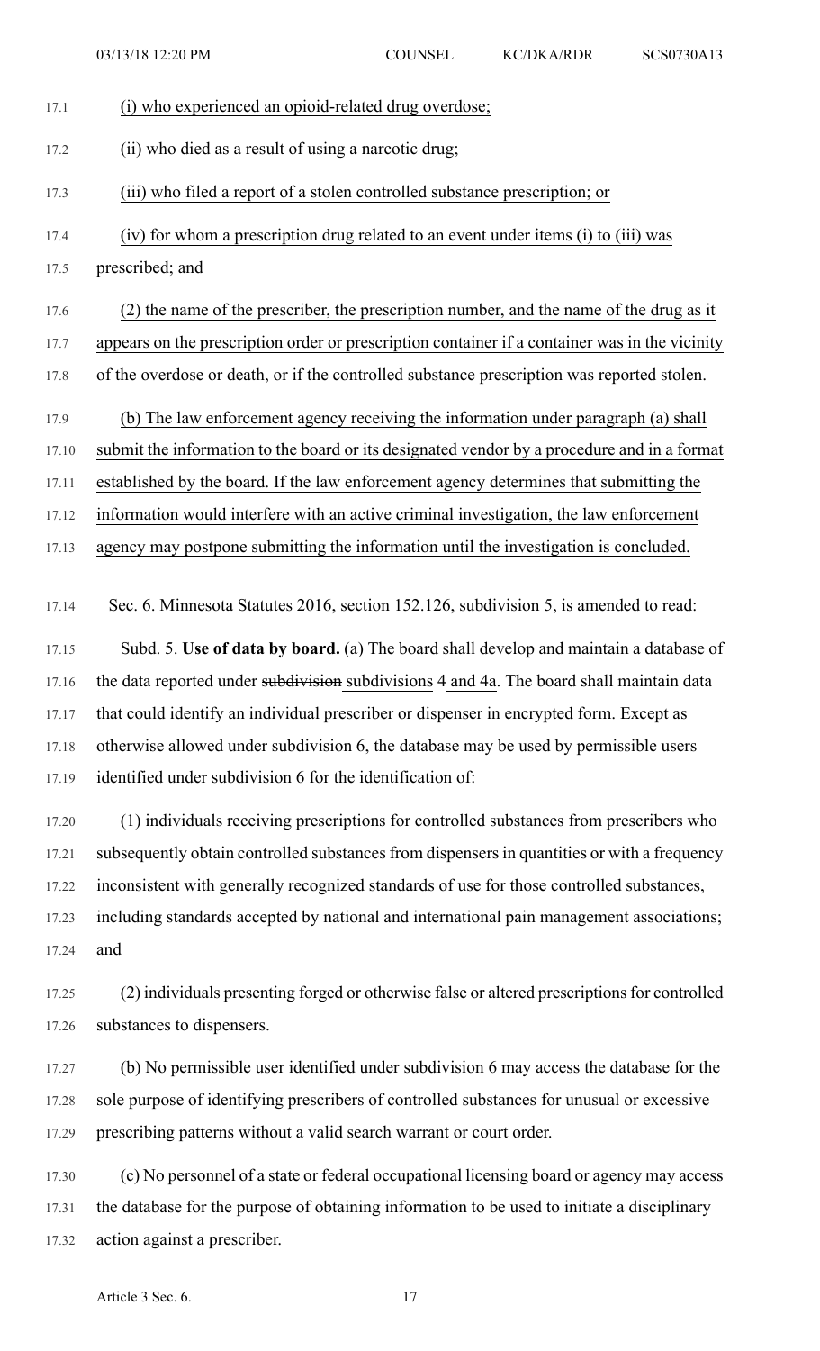(i) who experienced an opioid-related drug overdose;

(ii) who died as a result of using a narcotic drug;

(iii) who filed a report of a stolen controlled substance prescription; or

(iv) for whom a prescription drug related to an event under items (i) to (iii) was prescribed; and

(2) the name of the prescriber, the prescription number, and the name of the drug as it appears on the prescription order or prescription container if a container was in the vicinity of the overdose or death, or if the controlled substance prescription was reported stolen.

(b) The law enforcement agency receiving the information under paragraph (a) shall submit the information to the board or its designated vendor by a procedure and in a format established by the board. If the law enforcement agency determines that submitting the information would interfere with an active criminal investigation, the law enforcement agency may postpone submitting the information until the investigation is concluded.

Sec. 6. Minnesota Statutes 2016, section 152.126, subdivision 5, is amended to read:

Subd. 5. **Use of data by board.** (a) The board shall develop and maintain a database of the data reported under ~~subdivision~~ subdivisions 4 and 4a. The board shall maintain data that could identify an individual prescriber or dispenser in encrypted form. Except as otherwise allowed under subdivision 6, the database may be used by permissible users identified under subdivision 6 for the identification of:

(1) individuals receiving prescriptions for controlled substances from prescribers who subsequently obtain controlled substances from dispensers in quantities or with a frequency inconsistent with generally recognized standards of use for those controlled substances, including standards accepted by national and international pain management associations; and

(2) individuals presenting forged or otherwise false or altered prescriptions for controlled substances to dispensers.

(b) No permissible user identified under subdivision 6 may access the database for the sole purpose of identifying prescribers of controlled substances for unusual or excessive prescribing patterns without a valid search warrant or court order.

(c) No personnel of a state or federal occupational licensing board or agency may access the database for the purpose of obtaining information to be used to initiate a disciplinary action against a prescriber.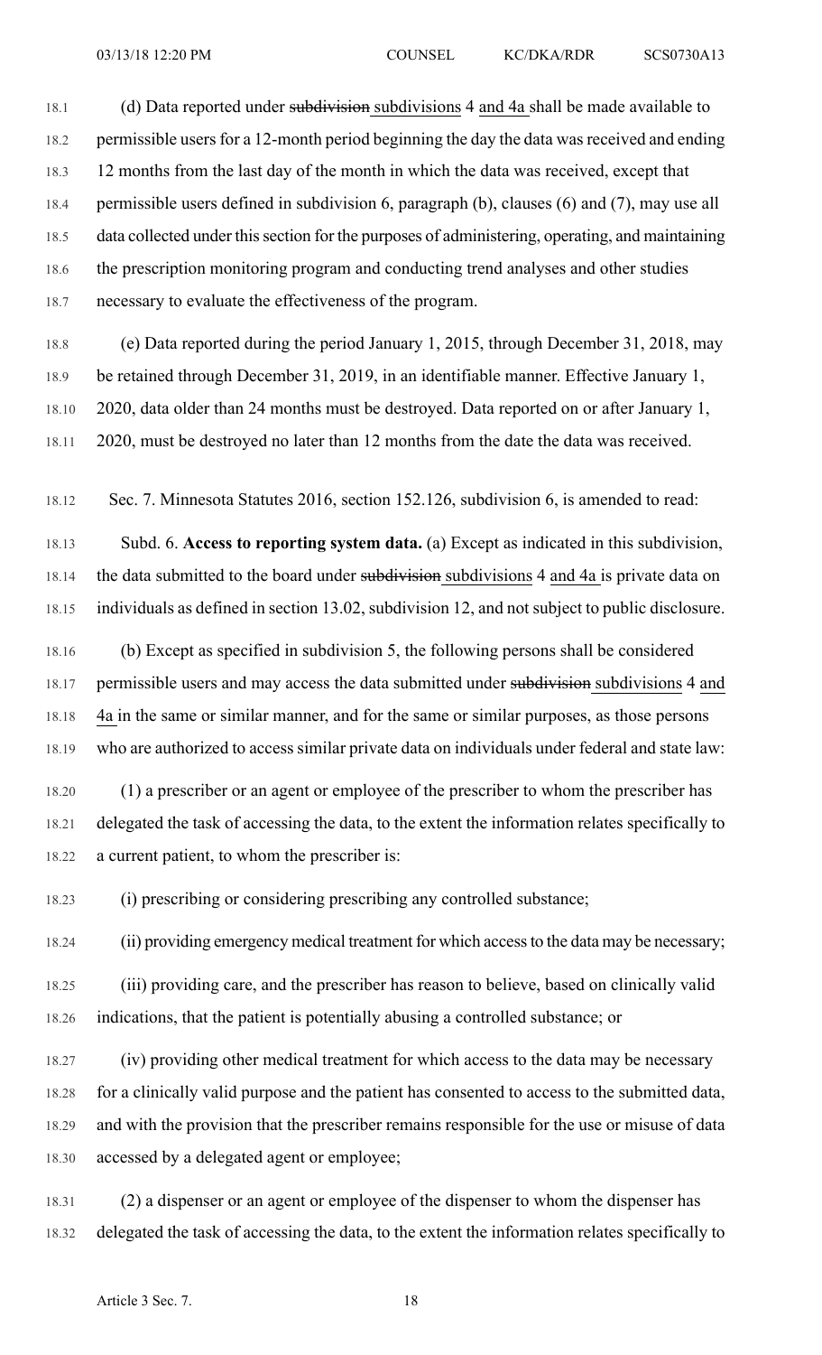(d) Data reported under ~~subdivision~~ subdivisions 4 and 4a shall be made available to permissible users for a 12-month period beginning the day the data was received and ending 12 months from the last day of the month in which the data was received, except that permissible users defined in subdivision 6, paragraph (b), clauses (6) and (7), may use all data collected under this section for the purposes of administering, operating, and maintaining the prescription monitoring program and conducting trend analyses and other studies necessary to evaluate the effectiveness of the program.

(e) Data reported during the period January 1, 2015, through December 31, 2018, may be retained through December 31, 2019, in an identifiable manner. Effective January 1, 2020, data older than 24 months must be destroyed. Data reported on or after January 1, 2020, must be destroyed no later than 12 months from the date the data was received.

Sec. 7. Minnesota Statutes 2016, section 152.126, subdivision 6, is amended to read:

Subd. 6. **Access to reporting system data.** (a) Except as indicated in this subdivision, the data submitted to the board under ~~subdivision~~ subdivisions 4 and 4a is private data on individuals as defined in section 13.02, subdivision 12, and not subject to public disclosure.

(b) Except as specified in subdivision 5, the following persons shall be considered permissible users and may access the data submitted under ~~subdivision~~ subdivisions 4 and 4a in the same or similar manner, and for the same or similar purposes, as those persons who are authorized to access similar private data on individuals under federal and state law:

(1) a prescriber or an agent or employee of the prescriber to whom the prescriber has delegated the task of accessing the data, to the extent the information relates specifically to a current patient, to whom the prescriber is:

(i) prescribing or considering prescribing any controlled substance;

(ii) providing emergency medical treatment for which access to the data may be necessary;

(iii) providing care, and the prescriber has reason to believe, based on clinically valid indications, that the patient is potentially abusing a controlled substance; or

(iv) providing other medical treatment for which access to the data may be necessary for a clinically valid purpose and the patient has consented to access to the submitted data, and with the provision that the prescriber remains responsible for the use or misuse of data accessed by a delegated agent or employee;

(2) a dispenser or an agent or employee of the dispenser to whom the dispenser has delegated the task of accessing the data, to the extent the information relates specifically to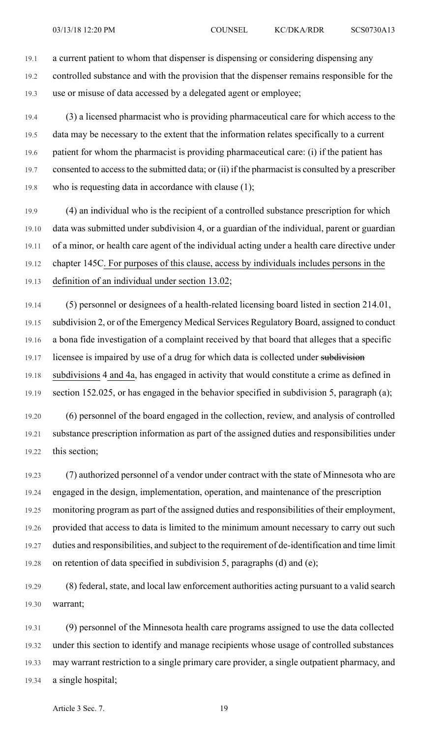a current patient to whom that dispenser is dispensing or considering dispensing any controlled substance and with the provision that the dispenser remains responsible for the use or misuse of data accessed by a delegated agent or employee;

(3) a licensed pharmacist who is providing pharmaceutical care for which access to the data may be necessary to the extent that the information relates specifically to a current patient for whom the pharmacist is providing pharmaceutical care: (i) if the patient has consented to access to the submitted data; or (ii) if the pharmacist is consulted by a prescriber who is requesting data in accordance with clause (1);

(4) an individual who is the recipient of a controlled substance prescription for which data was submitted under subdivision 4, or a guardian of the individual, parent or guardian of a minor, or health care agent of the individual acting under a health care directive under chapter 145C. For purposes of this clause, access by individuals includes persons in the definition of an individual under section 13.02;

(5) personnel or designees of a health-related licensing board listed in section 214.01, subdivision 2, or of the Emergency Medical Services Regulatory Board, assigned to conduct a bona fide investigation of a complaint received by that board that alleges that a specific licensee is impaired by use of a drug for which data is collected under ~~subdivision~~ subdivisions 4 and 4a, has engaged in activity that would constitute a crime as defined in section 152.025, or has engaged in the behavior specified in subdivision 5, paragraph (a);

(6) personnel of the board engaged in the collection, review, and analysis of controlled substance prescription information as part of the assigned duties and responsibilities under this section;

(7) authorized personnel of a vendor under contract with the state of Minnesota who are engaged in the design, implementation, operation, and maintenance of the prescription monitoring program as part of the assigned duties and responsibilities of their employment, provided that access to data is limited to the minimum amount necessary to carry out such duties and responsibilities, and subject to the requirement of de-identification and time limit on retention of data specified in subdivision 5, paragraphs (d) and (e);

(8) federal, state, and local law enforcement authorities acting pursuant to a valid search warrant;

(9) personnel of the Minnesota health care programs assigned to use the data collected under this section to identify and manage recipients whose usage of controlled substances may warrant restriction to a single primary care provider, a single outpatient pharmacy, and a single hospital;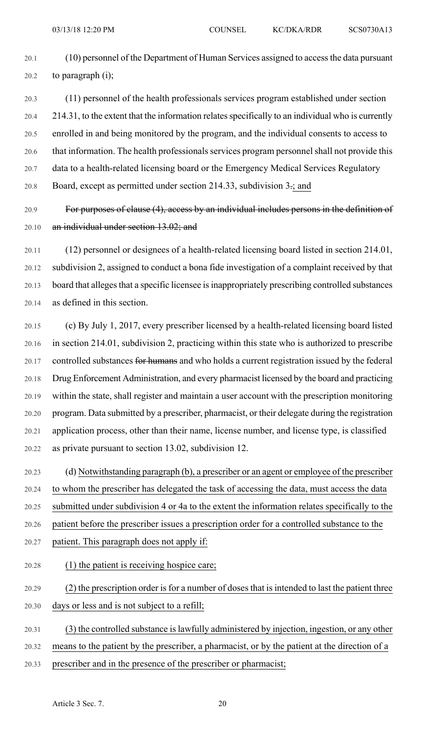(10) personnel of the Department of Human Services assigned to access the data pursuant to paragraph (i);

(11) personnel of the health professionals services program established under section 214.31, to the extent that the information relates specifically to an individual who is currently enrolled in and being monitored by the program, and the individual consents to access to that information. The health professionals services program personnel shall not provide this data to a health-related licensing board or the Emergency Medical Services Regulatory Board, except as permitted under section 214.33, subdivision 3.; and

~~For purposes of clause (4), access by an individual includes persons in the definition of an individual under section 13.02; and~~

(12) personnel or designees of a health-related licensing board listed in section 214.01, subdivision 2, assigned to conduct a bona fide investigation of a complaint received by that board that alleges that a specific licensee is inappropriately prescribing controlled substances as defined in this section.

(c) By July 1, 2017, every prescriber licensed by a health-related licensing board listed in section 214.01, subdivision 2, practicing within this state who is authorized to prescribe controlled substances ~~for humans~~ and who holds a current registration issued by the federal Drug Enforcement Administration, and every pharmacist licensed by the board and practicing within the state, shall register and maintain a user account with the prescription monitoring program. Data submitted by a prescriber, pharmacist, or their delegate during the registration application process, other than their name, license number, and license type, is classified as private pursuant to section 13.02, subdivision 12.

(d) Notwithstanding paragraph (b), a prescriber or an agent or employee of the prescriber to whom the prescriber has delegated the task of accessing the data, must access the data submitted under subdivision 4 or 4a to the extent the information relates specifically to the patient before the prescriber issues a prescription order for a controlled substance to the patient. This paragraph does not apply if:

(1) the patient is receiving hospice care;

(2) the prescription order is for a number of doses that is intended to last the patient three days or less and is not subject to a refill;

(3) the controlled substance is lawfully administered by injection, ingestion, or any other means to the patient by the prescriber, a pharmacist, or by the patient at the direction of a prescriber and in the presence of the prescriber or pharmacist;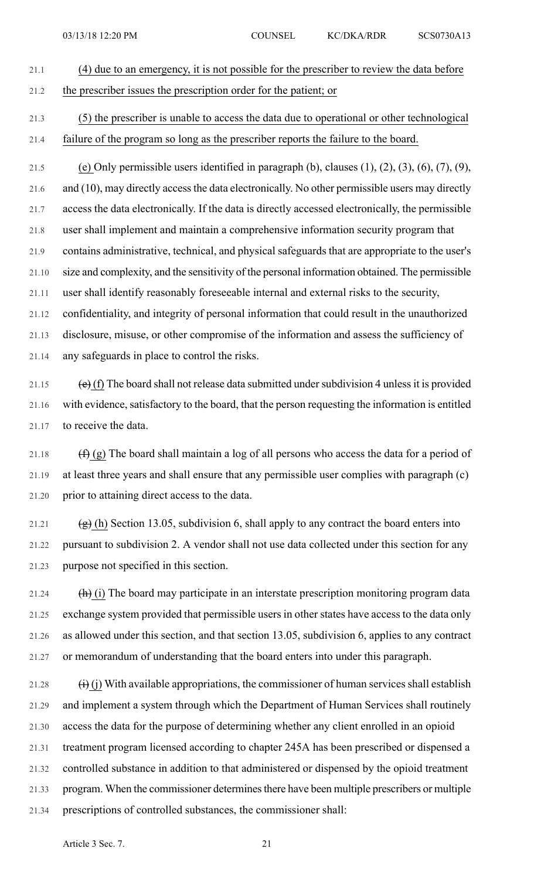(4) due to an emergency, it is not possible for the prescriber to review the data before the prescriber issues the prescription order for the patient; or

(5) the prescriber is unable to access the data due to operational or other technological failure of the program so long as the prescriber reports the failure to the board.

(e) Only permissible users identified in paragraph (b), clauses (1), (2), (3), (6), (7), (9), and (10), may directly access the data electronically. No other permissible users may directly access the data electronically. If the data is directly accessed electronically, the permissible user shall implement and maintain a comprehensive information security program that contains administrative, technical, and physical safeguards that are appropriate to the user's size and complexity, and the sensitivity of the personal information obtained. The permissible user shall identify reasonably foreseeable internal and external risks to the security, confidentiality, and integrity of personal information that could result in the unauthorized disclosure, misuse, or other compromise of the information and assess the sufficiency of any safeguards in place to control the risks.

~~(e)~~ (f) The board shall not release data submitted under subdivision 4 unless it is provided with evidence, satisfactory to the board, that the person requesting the information is entitled to receive the data.

~~(f)~~ (g) The board shall maintain a log of all persons who access the data for a period of at least three years and shall ensure that any permissible user complies with paragraph (c) prior to attaining direct access to the data.

~~(g)~~ (h) Section 13.05, subdivision 6, shall apply to any contract the board enters into pursuant to subdivision 2. A vendor shall not use data collected under this section for any purpose not specified in this section.

~~(h)~~ (i) The board may participate in an interstate prescription monitoring program data exchange system provided that permissible users in other states have access to the data only as allowed under this section, and that section 13.05, subdivision 6, applies to any contract or memorandum of understanding that the board enters into under this paragraph.

~~(i)~~ (j) With available appropriations, the commissioner of human services shall establish and implement a system through which the Department of Human Services shall routinely access the data for the purpose of determining whether any client enrolled in an opioid treatment program licensed according to chapter 245A has been prescribed or dispensed a controlled substance in addition to that administered or dispensed by the opioid treatment program. When the commissioner determines there have been multiple prescribers or multiple prescriptions of controlled substances, the commissioner shall: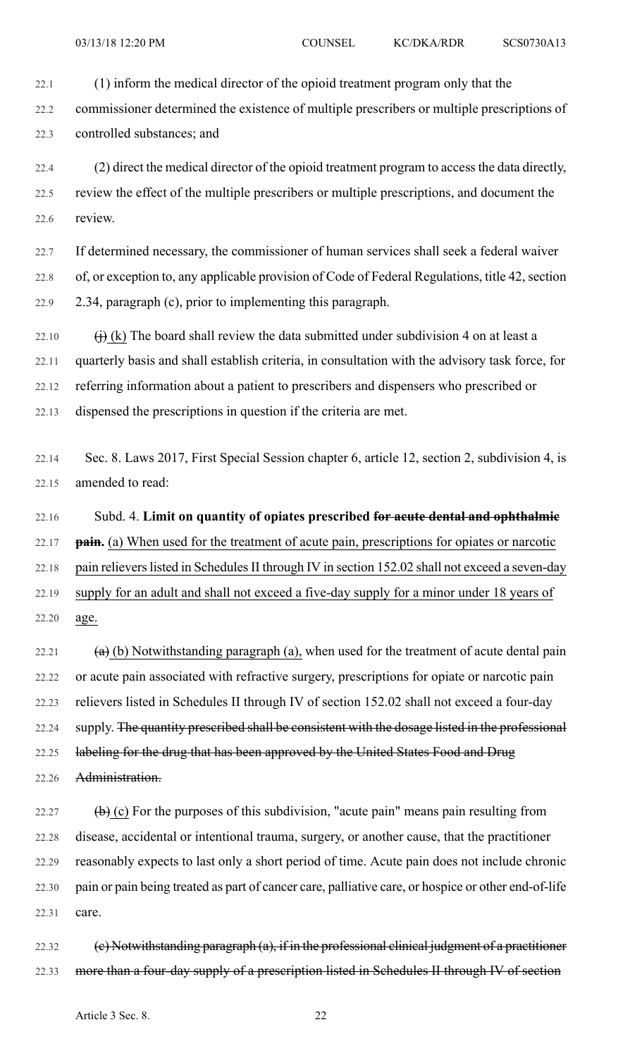(1) inform the medical director of the opioid treatment program only that the commissioner determined the existence of multiple prescribers or multiple prescriptions of controlled substances; and

(2) direct the medical director of the opioid treatment program to access the data directly, review the effect of the multiple prescribers or multiple prescriptions, and document the review.

If determined necessary, the commissioner of human services shall seek a federal waiver of, or exception to, any applicable provision of Code of Federal Regulations, title 42, section 2.34, paragraph (c), prior to implementing this paragraph.

~~(j)~~ (k) The board shall review the data submitted under subdivision 4 on at least a quarterly basis and shall establish criteria, in consultation with the advisory task force, for referring information about a patient to prescribers and dispensers who prescribed or dispensed the prescriptions in question if the criteria are met.

Sec. 8. Laws 2017, First Special Session chapter 6, article 12, section 2, subdivision 4, is amended to read:

Subd. 4. **Limit on quantity of opiates prescribed ~~for acute dental and ophthalmic pain~~.** (a) When used for the treatment of acute pain, prescriptions for opiates or narcotic pain relievers listed in Schedules II through IV in section 152.02 shall not exceed a seven-day supply for an adult and shall not exceed a five-day supply for a minor under 18 years of age.

~~(a)~~ (b) Notwithstanding paragraph (a), when used for the treatment of acute dental pain or acute pain associated with refractive surgery, prescriptions for opiate or narcotic pain relievers listed in Schedules II through IV of section 152.02 shall not exceed a four-day supply. ~~The quantity prescribed shall be consistent with the dosage listed in the professional labeling for the drug that has been approved by the United States Food and Drug Administration.~~

~~(b)~~ (c) For the purposes of this subdivision, "acute pain" means pain resulting from disease, accidental or intentional trauma, surgery, or another cause, that the practitioner reasonably expects to last only a short period of time. Acute pain does not include chronic pain or pain being treated as part of cancer care, palliative care, or hospice or other end-of-life care.

~~(c) Notwithstanding paragraph (a), if in the professional clinical judgment of a practitioner more than a four-day supply of a prescription listed in Schedules II through IV of section~~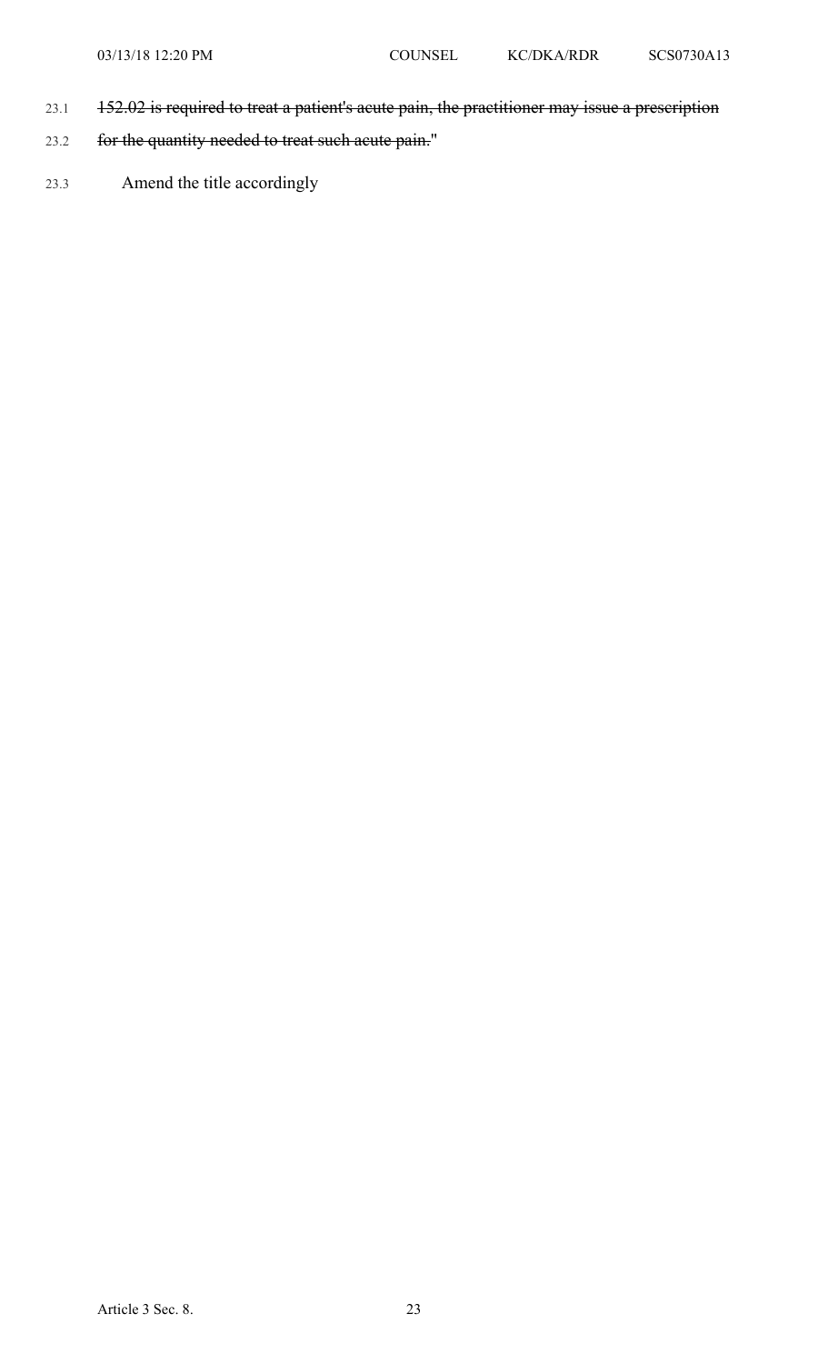23.1 ~~152.02 is required to treat a patient's acute pain, the practitioner may issue a prescription~~

23.2 ~~for the quantity needed to treat such acute pain.~~"

23.3 Amend the title accordingly